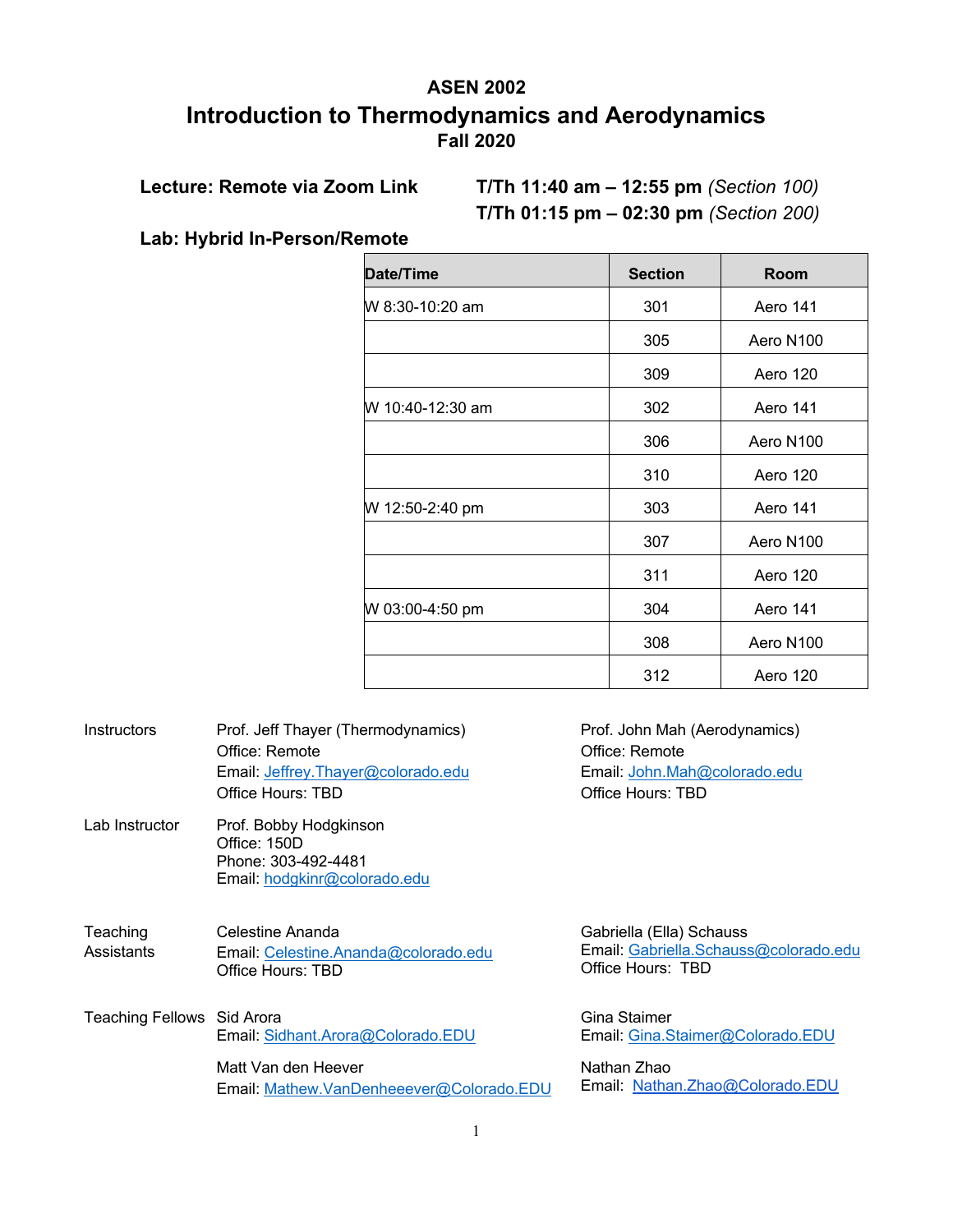# ASEN 2002

# Introduction to Thermodynamics and Aerodynamics

## Fall 2020

**Lecture: Remote via Zoom Link** **T/Th 11:40 am – 12:55 pm** *(Section 100)*
**T/Th 01:15 pm – 02:30 pm** *(Section 200)*

**Lab: Hybrid In-Person/Remote**

| Date/Time | Section | Room |
|---|---|---|
| W 8:30-10:20 am | 301 | Aero 141 |
| | 305 | Aero N100 |
| | 309 | Aero 120 |
| W 10:40-12:30 am | 302 | Aero 141 |
| | 306 | Aero N100 |
| | 310 | Aero 120 |
| W 12:50-2:40 pm | 303 | Aero 141 |
| | 307 | Aero N100 |
| | 311 | Aero 120 |
| W 03:00-4:50 pm | 304 | Aero 141 |
| | 308 | Aero N100 |
| | 312 | Aero 120 |

**Instructors**

Prof. Jeff Thayer (Thermodynamics)
Office: Remote
Email: Jeffrey.Thayer@colorado.edu
Office Hours: TBD

Prof. John Mah (Aerodynamics)
Office: Remote
Email: John.Mah@colorado.edu
Office Hours: TBD

**Lab Instructor**

Prof. Bobby Hodgkinson
Office: 150D
Phone: 303-492-4481
Email: hodgkinr@colorado.edu

**Teaching Assistants**

Celestine Ananda
Email: Celestine.Ananda@colorado.edu
Office Hours: TBD

Gabriella (Ella) Schauss
Email: Gabriella.Schauss@colorado.edu
Office Hours: TBD

**Teaching Fellows**

Sid Arora
Email: Sidhant.Arora@Colorado.EDU

Gina Staimer
Email: Gina.Staimer@Colorado.EDU

Matt Van den Heever
Email: Mathew.VanDenheever@Colorado.EDU

Nathan Zhao
Email: Nathan.Zhao@Colorado.EDU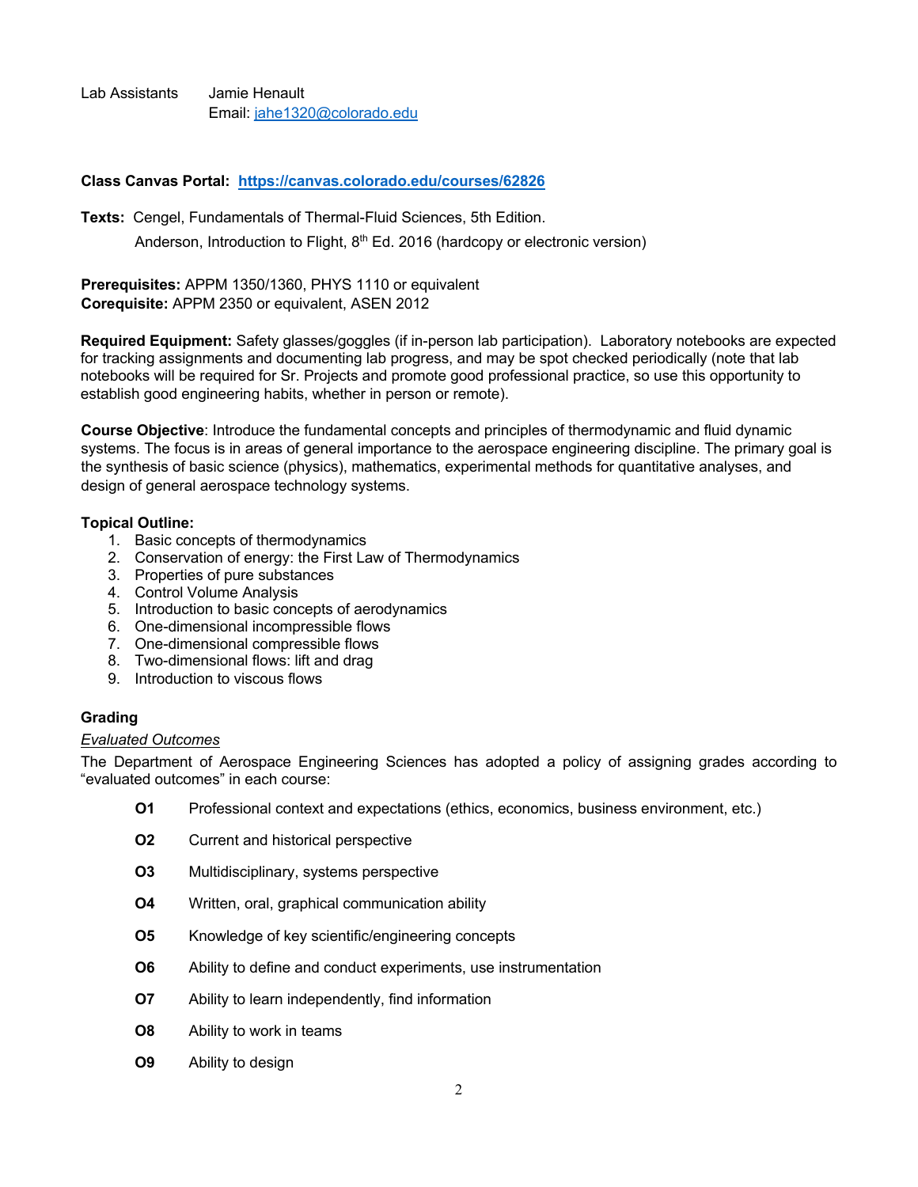Lab Assistants Jamie Henault
Email: jahe1320@colorado.edu

**Class Canvas Portal: https://canvas.colorado.edu/courses/62826**

**Texts:** Cengel, Fundamentals of Thermal-Fluid Sciences, 5th Edition.
Anderson, Introduction to Flight, 8th Ed. 2016 (hardcopy or electronic version)

**Prerequisites:** APPM 1350/1360, PHYS 1110 or equivalent
**Corequisite:** APPM 2350 or equivalent, ASEN 2012

**Required Equipment:** Safety glasses/goggles (if in-person lab participation). Laboratory notebooks are expected for tracking assignments and documenting lab progress, and may be spot checked periodically (note that lab notebooks will be required for Sr. Projects and promote good professional practice, so use this opportunity to establish good engineering habits, whether in person or remote).

**Course Objective**: Introduce the fundamental concepts and principles of thermodynamic and fluid dynamic systems. The focus is in areas of general importance to the aerospace engineering discipline. The primary goal is the synthesis of basic science (physics), mathematics, experimental methods for quantitative analyses, and design of general aerospace technology systems.

**Topical Outline:**

1. Basic concepts of thermodynamics
2. Conservation of energy: the First Law of Thermodynamics
3. Properties of pure substances
4. Control Volume Analysis
5. Introduction to basic concepts of aerodynamics
6. One-dimensional incompressible flows
7. One-dimensional compressible flows
8. Two-dimensional flows: lift and drag
9. Introduction to viscous flows

**Grading**

*Evaluated Outcomes*

The Department of Aerospace Engineering Sciences has adopted a policy of assigning grades according to "evaluated outcomes" in each course:

**O1** Professional context and expectations (ethics, economics, business environment, etc.)

**O2** Current and historical perspective

**O3** Multidisciplinary, systems perspective

**O4** Written, oral, graphical communication ability

**O5** Knowledge of key scientific/engineering concepts

**O6** Ability to define and conduct experiments, use instrumentation

**O7** Ability to learn independently, find information

**O8** Ability to work in teams

**O9** Ability to design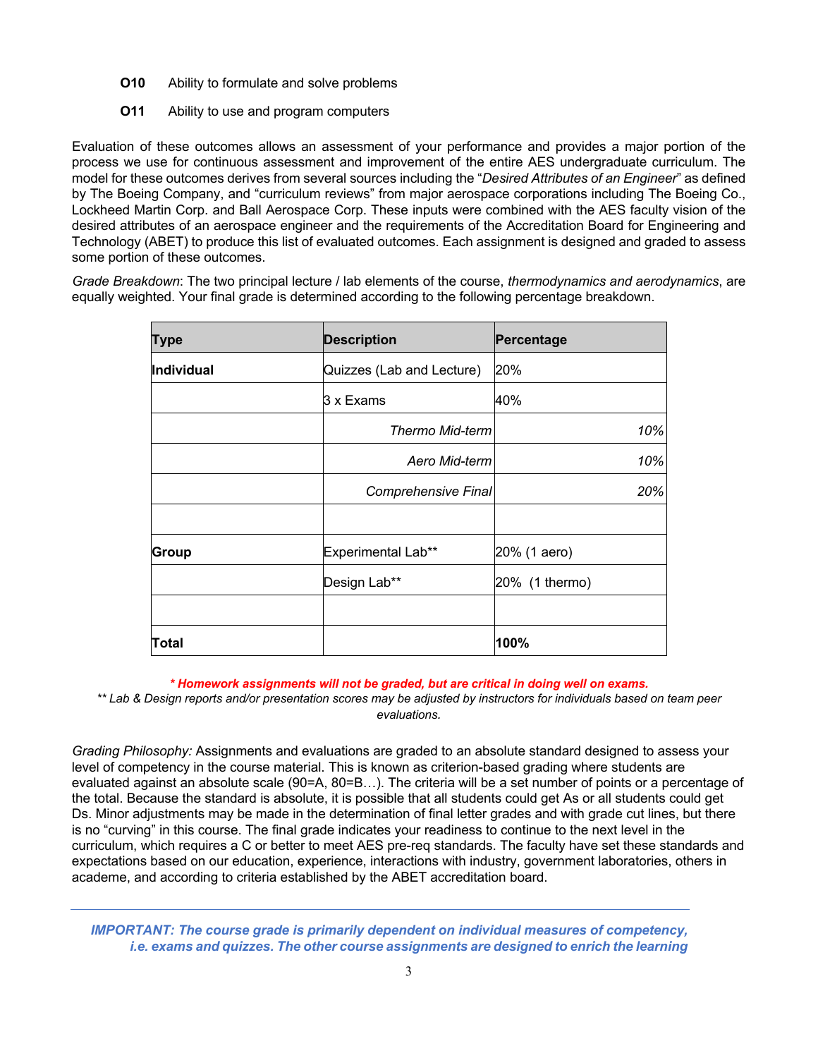**O10** Ability to formulate and solve problems

**O11** Ability to use and program computers

Evaluation of these outcomes allows an assessment of your performance and provides a major portion of the process we use for continuous assessment and improvement of the entire AES undergraduate curriculum. The model for these outcomes derives from several sources including the "*Desired Attributes of an Engineer*" as defined by The Boeing Company, and "curriculum reviews" from major aerospace corporations including The Boeing Co., Lockheed Martin Corp. and Ball Aerospace Corp. These inputs were combined with the AES faculty vision of the desired attributes of an aerospace engineer and the requirements of the Accreditation Board for Engineering and Technology (ABET) to produce this list of evaluated outcomes. Each assignment is designed and graded to assess some portion of these outcomes.

*Grade Breakdown*: The two principal lecture / lab elements of the course, *thermodynamics and aerodynamics*, are equally weighted. Your final grade is determined according to the following percentage breakdown.

| Type | Description | Percentage |
|---|---|---|
| **Individual** | Quizzes (Lab and Lecture) | 20% |
| | 3 x Exams | 40% |
| | *Thermo Mid-term* | *10%* |
| | *Aero Mid-term* | *10%* |
| | *Comprehensive Final* | *20%* |
| | | |
| **Group** | Experimental Lab** | 20% (1 aero) |
| | Design Lab** | 20% (1 thermo) |
| | | |
| **Total** | | **100%** |

***\* Homework assignments will not be graded, but are critical in doing well on exams.***

*\*\* Lab & Design reports and/or presentation scores may be adjusted by instructors for individuals based on team peer evaluations.*

*Grading Philosophy:* Assignments and evaluations are graded to an absolute standard designed to assess your level of competency in the course material. This is known as criterion-based grading where students are evaluated against an absolute scale (90=A, 80=B…). The criteria will be a set number of points or a percentage of the total. Because the standard is absolute, it is possible that all students could get As or all students could get Ds. Minor adjustments may be made in the determination of final letter grades and with grade cut lines, but there is no "curving" in this course. The final grade indicates your readiness to continue to the next level in the curriculum, which requires a C or better to meet AES pre-req standards. The faculty have set these standards and expectations based on our education, experience, interactions with industry, government laboratories, others in academe, and according to criteria established by the ABET accreditation board.

---

***IMPORTANT: The course grade is primarily dependent on individual measures of competency, i.e. exams and quizzes. The other course assignments are designed to enrich the learning***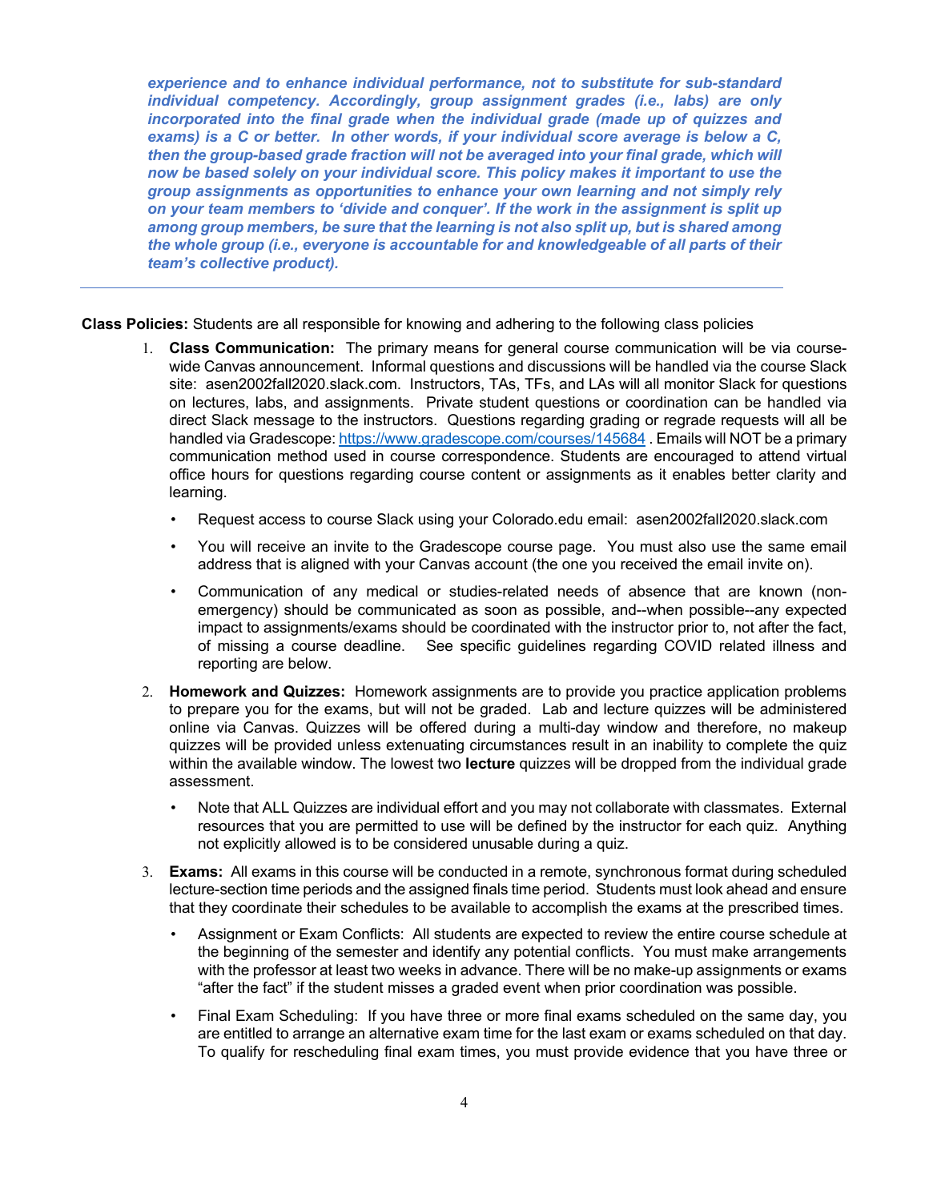***experience and to enhance individual performance, not to substitute for sub-standard individual competency. Accordingly, group assignment grades (i.e., labs) are only incorporated into the final grade when the individual grade (made up of quizzes and exams) is a C or better. In other words, if your individual score average is below a C, then the group-based grade fraction will not be averaged into your final grade, which will now be based solely on your individual score. This policy makes it important to use the group assignments as opportunities to enhance your own learning and not simply rely on your team members to 'divide and conquer'. If the work in the assignment is split up among group members, be sure that the learning is not also split up, but is shared among the whole group (i.e., everyone is accountable for and knowledgeable of all parts of their team's collective product).***

---

**Class Policies:** Students are all responsible for knowing and adhering to the following class policies

1. **Class Communication:** The primary means for general course communication will be via course-wide Canvas announcement. Informal questions and discussions will be handled via the course Slack site: asen2002fall2020.slack.com. Instructors, TAs, TFs, and LAs will all monitor Slack for questions on lectures, labs, and assignments. Private student questions or coordination can be handled via direct Slack message to the instructors. Questions regarding grading or regrade requests will all be handled via Gradescope: [https://www.gradescope.com/courses/145684](https://www.gradescope.com/courses/145684) . Emails will NOT be a primary communication method used in course correspondence. Students are encouraged to attend virtual office hours for questions regarding course content or assignments as it enables better clarity and learning.
   - Request access to course Slack using your Colorado.edu email: asen2002fall2020.slack.com
   - You will receive an invite to the Gradescope course page. You must also use the same email address that is aligned with your Canvas account (the one you received the email invite on).
   - Communication of any medical or studies-related needs of absence that are known (non-emergency) should be communicated as soon as possible, and--when possible--any expected impact to assignments/exams should be coordinated with the instructor prior to, not after the fact, of missing a course deadline. See specific guidelines regarding COVID related illness and reporting are below.
2. **Homework and Quizzes:** Homework assignments are to provide you practice application problems to prepare you for the exams, but will not be graded. Lab and lecture quizzes will be administered online via Canvas. Quizzes will be offered during a multi-day window and therefore, no makeup quizzes will be provided unless extenuating circumstances result in an inability to complete the quiz within the available window. The lowest two **lecture** quizzes will be dropped from the individual grade assessment.
   - Note that ALL Quizzes are individual effort and you may not collaborate with classmates. External resources that you are permitted to use will be defined by the instructor for each quiz. Anything not explicitly allowed is to be considered unusable during a quiz.
3. **Exams:** All exams in this course will be conducted in a remote, synchronous format during scheduled lecture-section time periods and the assigned finals time period. Students must look ahead and ensure that they coordinate their schedules to be available to accomplish the exams at the prescribed times.
   - Assignment or Exam Conflicts: All students are expected to review the entire course schedule at the beginning of the semester and identify any potential conflicts. You must make arrangements with the professor at least two weeks in advance. There will be no make-up assignments or exams "after the fact" if the student misses a graded event when prior coordination was possible.
   - Final Exam Scheduling: If you have three or more final exams scheduled on the same day, you are entitled to arrange an alternative exam time for the last exam or exams scheduled on that day. To qualify for rescheduling final exam times, you must provide evidence that you have three or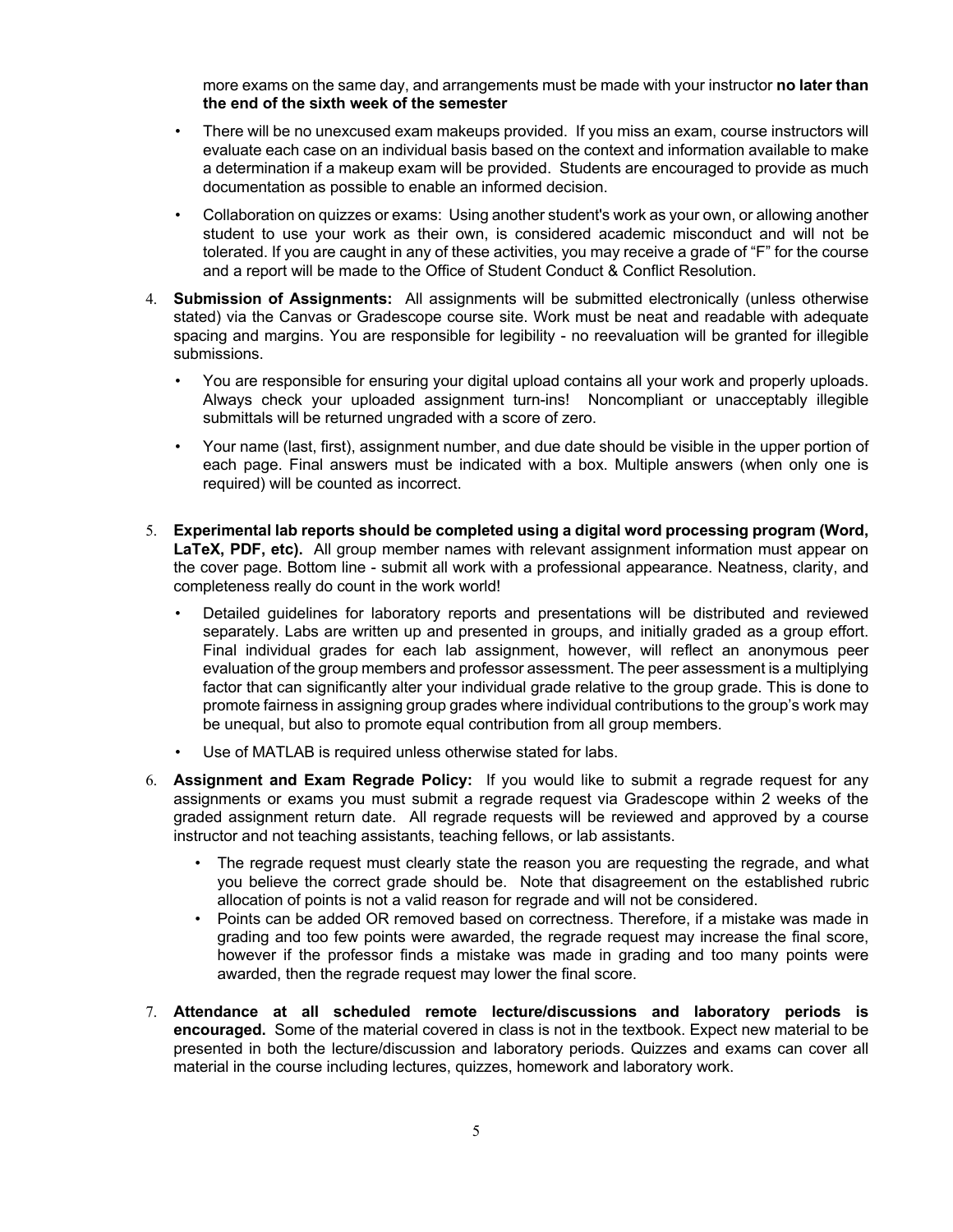more exams on the same day, and arrangements must be made with your instructor **no later than the end of the sixth week of the semester**

- There will be no unexcused exam makeups provided. If you miss an exam, course instructors will evaluate each case on an individual basis based on the context and information available to make a determination if a makeup exam will be provided. Students are encouraged to provide as much documentation as possible to enable an informed decision.
- Collaboration on quizzes or exams: Using another student's work as your own, or allowing another student to use your work as their own, is considered academic misconduct and will not be tolerated. If you are caught in any of these activities, you may receive a grade of "F" for the course and a report will be made to the Office of Student Conduct & Conflict Resolution.

4. **Submission of Assignments:** All assignments will be submitted electronically (unless otherwise stated) via the Canvas or Gradescope course site. Work must be neat and readable with adequate spacing and margins. You are responsible for legibility - no reevaluation will be granted for illegible submissions.
   - You are responsible for ensuring your digital upload contains all your work and properly uploads. Always check your uploaded assignment turn-ins! Noncompliant or unacceptably illegible submittals will be returned ungraded with a score of zero.
   - Your name (last, first), assignment number, and due date should be visible in the upper portion of each page. Final answers must be indicated with a box. Multiple answers (when only one is required) will be counted as incorrect.

5. **Experimental lab reports should be completed using a digital word processing program (Word, LaTeX, PDF, etc).** All group member names with relevant assignment information must appear on the cover page. Bottom line - submit all work with a professional appearance. Neatness, clarity, and completeness really do count in the work world!
   - Detailed guidelines for laboratory reports and presentations will be distributed and reviewed separately. Labs are written up and presented in groups, and initially graded as a group effort. Final individual grades for each lab assignment, however, will reflect an anonymous peer evaluation of the group members and professor assessment. The peer assessment is a multiplying factor that can significantly alter your individual grade relative to the group grade. This is done to promote fairness in assigning group grades where individual contributions to the group's work may be unequal, but also to promote equal contribution from all group members.
   - Use of MATLAB is required unless otherwise stated for labs.

6. **Assignment and Exam Regrade Policy:** If you would like to submit a regrade request for any assignments or exams you must submit a regrade request via Gradescope within 2 weeks of the graded assignment return date. All regrade requests will be reviewed and approved by a course instructor and not teaching assistants, teaching fellows, or lab assistants.
   - The regrade request must clearly state the reason you are requesting the regrade, and what you believe the correct grade should be. Note that disagreement on the established rubric allocation of points is not a valid reason for regrade and will not be considered.
   - Points can be added OR removed based on correctness. Therefore, if a mistake was made in grading and too few points were awarded, the regrade request may increase the final score, however if the professor finds a mistake was made in grading and too many points were awarded, then the regrade request may lower the final score.

7. **Attendance at all scheduled remote lecture/discussions and laboratory periods is encouraged.** Some of the material covered in class is not in the textbook. Expect new material to be presented in both the lecture/discussion and laboratory periods. Quizzes and exams can cover all material in the course including lectures, quizzes, homework and laboratory work.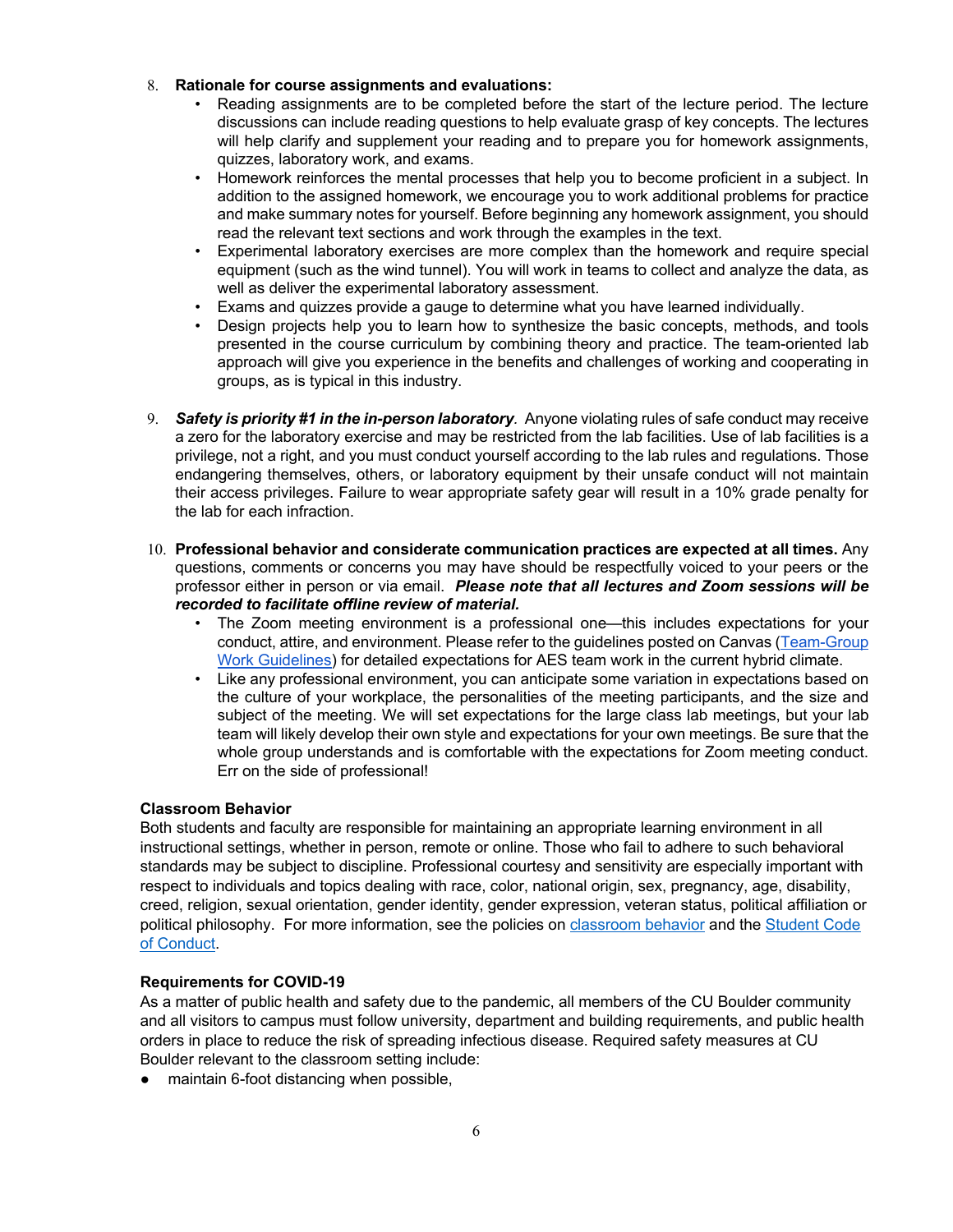8. **Rationale for course assignments and evaluations:**
   - Reading assignments are to be completed before the start of the lecture period. The lecture discussions can include reading questions to help evaluate grasp of key concepts. The lectures will help clarify and supplement your reading and to prepare you for homework assignments, quizzes, laboratory work, and exams.
   - Homework reinforces the mental processes that help you to become proficient in a subject. In addition to the assigned homework, we encourage you to work additional problems for practice and make summary notes for yourself. Before beginning any homework assignment, you should read the relevant text sections and work through the examples in the text.
   - Experimental laboratory exercises are more complex than the homework and require special equipment (such as the wind tunnel). You will work in teams to collect and analyze the data, as well as deliver the experimental laboratory assessment.
   - Exams and quizzes provide a gauge to determine what you have learned individually.
   - Design projects help you to learn how to synthesize the basic concepts, methods, and tools presented in the course curriculum by combining theory and practice. The team-oriented lab approach will give you experience in the benefits and challenges of working and cooperating in groups, as is typical in this industry.

9. ***Safety is priority #1 in the in-person laboratory***. Anyone violating rules of safe conduct may receive a zero for the laboratory exercise and may be restricted from the lab facilities. Use of lab facilities is a privilege, not a right, and you must conduct yourself according to the lab rules and regulations. Those endangering themselves, others, or laboratory equipment by their unsafe conduct will not maintain their access privileges. Failure to wear appropriate safety gear will result in a 10% grade penalty for the lab for each infraction.

10. **Professional behavior and considerate communication practices are expected at all times.** Any questions, comments or concerns you may have should be respectfully voiced to your peers or the professor either in person or via email. ***Please note that all lectures and Zoom sessions will be recorded to facilitate offline review of material.***
    - The Zoom meeting environment is a professional one—this includes expectations for your conduct, attire, and environment. Please refer to the guidelines posted on Canvas (Team-Group Work Guidelines) for detailed expectations for AES team work in the current hybrid climate.
    - Like any professional environment, you can anticipate some variation in expectations based on the culture of your workplace, the personalities of the meeting participants, and the size and subject of the meeting. We will set expectations for the large class lab meetings, but your lab team will likely develop their own style and expectations for your own meetings. Be sure that the whole group understands and is comfortable with the expectations for Zoom meeting conduct. Err on the side of professional!

**Classroom Behavior**

Both students and faculty are responsible for maintaining an appropriate learning environment in all instructional settings, whether in person, remote or online. Those who fail to adhere to such behavioral standards may be subject to discipline. Professional courtesy and sensitivity are especially important with respect to individuals and topics dealing with race, color, national origin, sex, pregnancy, age, disability, creed, religion, sexual orientation, gender identity, gender expression, veteran status, political affiliation or political philosophy. For more information, see the policies on classroom behavior and the Student Code of Conduct.

**Requirements for COVID-19**

As a matter of public health and safety due to the pandemic, all members of the CU Boulder community and all visitors to campus must follow university, department and building requirements, and public health orders in place to reduce the risk of spreading infectious disease. Required safety measures at CU Boulder relevant to the classroom setting include:

- maintain 6-foot distancing when possible,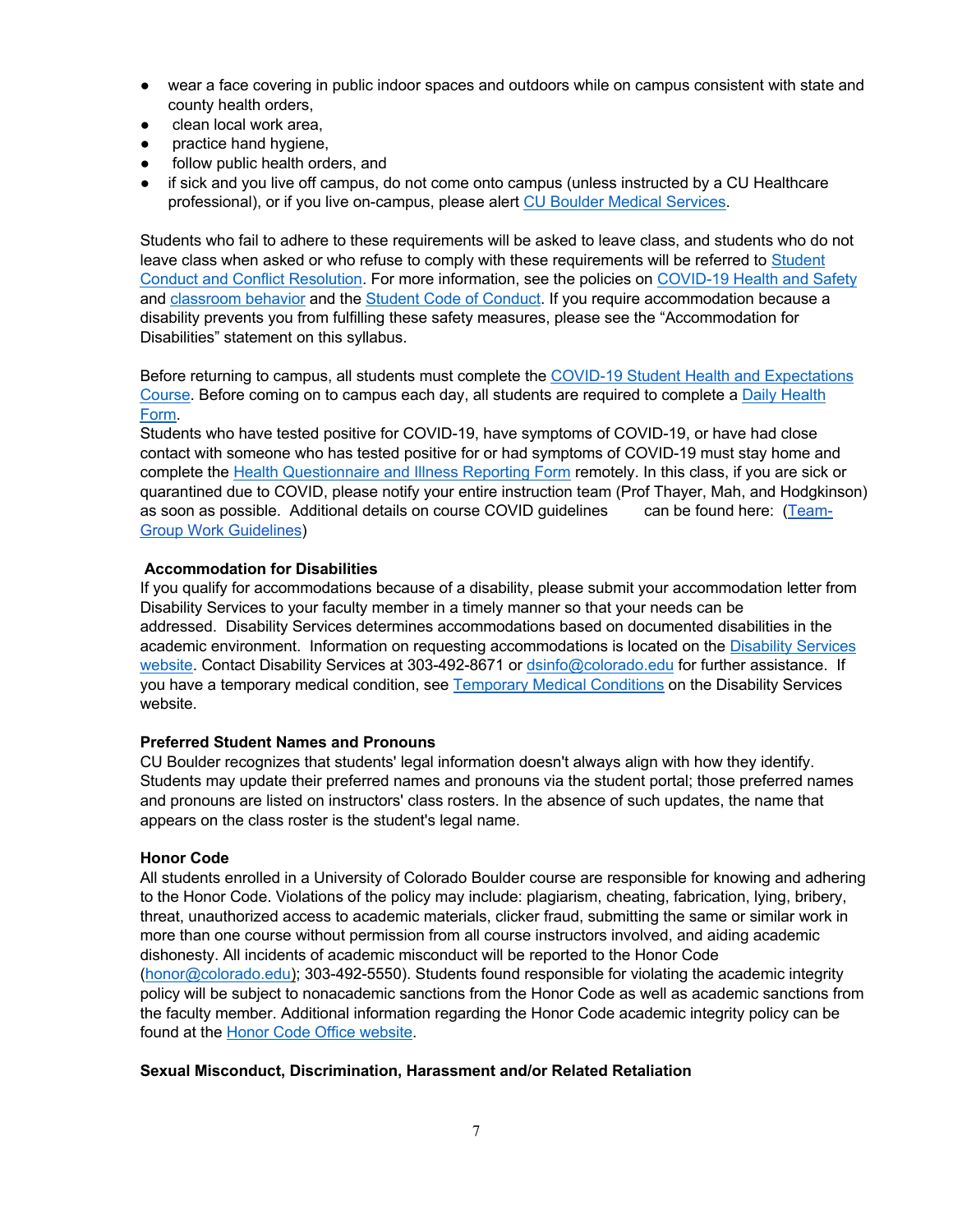- wear a face covering in public indoor spaces and outdoors while on campus consistent with state and county health orders,
- clean local work area,
- practice hand hygiene,
- follow public health orders, and
- if sick and you live off campus, do not come onto campus (unless instructed by a CU Healthcare professional), or if you live on-campus, please alert CU Boulder Medical Services.

Students who fail to adhere to these requirements will be asked to leave class, and students who do not leave class when asked or who refuse to comply with these requirements will be referred to Student Conduct and Conflict Resolution. For more information, see the policies on COVID-19 Health and Safety and classroom behavior and the Student Code of Conduct. If you require accommodation because a disability prevents you from fulfilling these safety measures, please see the "Accommodation for Disabilities" statement on this syllabus.

Before returning to campus, all students must complete the COVID-19 Student Health and Expectations Course. Before coming on to campus each day, all students are required to complete a Daily Health Form.
Students who have tested positive for COVID-19, have symptoms of COVID-19, or have had close contact with someone who has tested positive for or had symptoms of COVID-19 must stay home and complete the Health Questionnaire and Illness Reporting Form remotely. In this class, if you are sick or quarantined due to COVID, please notify your entire instruction team (Prof Thayer, Mah, and Hodgkinson) as soon as possible. Additional details on course COVID guidelines can be found here: (Team-Group Work Guidelines)

**Accommodation for Disabilities**
If you qualify for accommodations because of a disability, please submit your accommodation letter from Disability Services to your faculty member in a timely manner so that your needs can be addressed. Disability Services determines accommodations based on documented disabilities in the academic environment. Information on requesting accommodations is located on the Disability Services website. Contact Disability Services at 303-492-8671 or dsinfo@colorado.edu for further assistance. If you have a temporary medical condition, see Temporary Medical Conditions on the Disability Services website.

**Preferred Student Names and Pronouns**
CU Boulder recognizes that students' legal information doesn't always align with how they identify. Students may update their preferred names and pronouns via the student portal; those preferred names and pronouns are listed on instructors' class rosters. In the absence of such updates, the name that appears on the class roster is the student's legal name.

**Honor Code**
All students enrolled in a University of Colorado Boulder course are responsible for knowing and adhering to the Honor Code. Violations of the policy may include: plagiarism, cheating, fabrication, lying, bribery, threat, unauthorized access to academic materials, clicker fraud, submitting the same or similar work in more than one course without permission from all course instructors involved, and aiding academic dishonesty. All incidents of academic misconduct will be reported to the Honor Code (honor@colorado.edu); 303-492-5550). Students found responsible for violating the academic integrity policy will be subject to nonacademic sanctions from the Honor Code as well as academic sanctions from the faculty member. Additional information regarding the Honor Code academic integrity policy can be found at the Honor Code Office website.

**Sexual Misconduct, Discrimination, Harassment and/or Related Retaliation**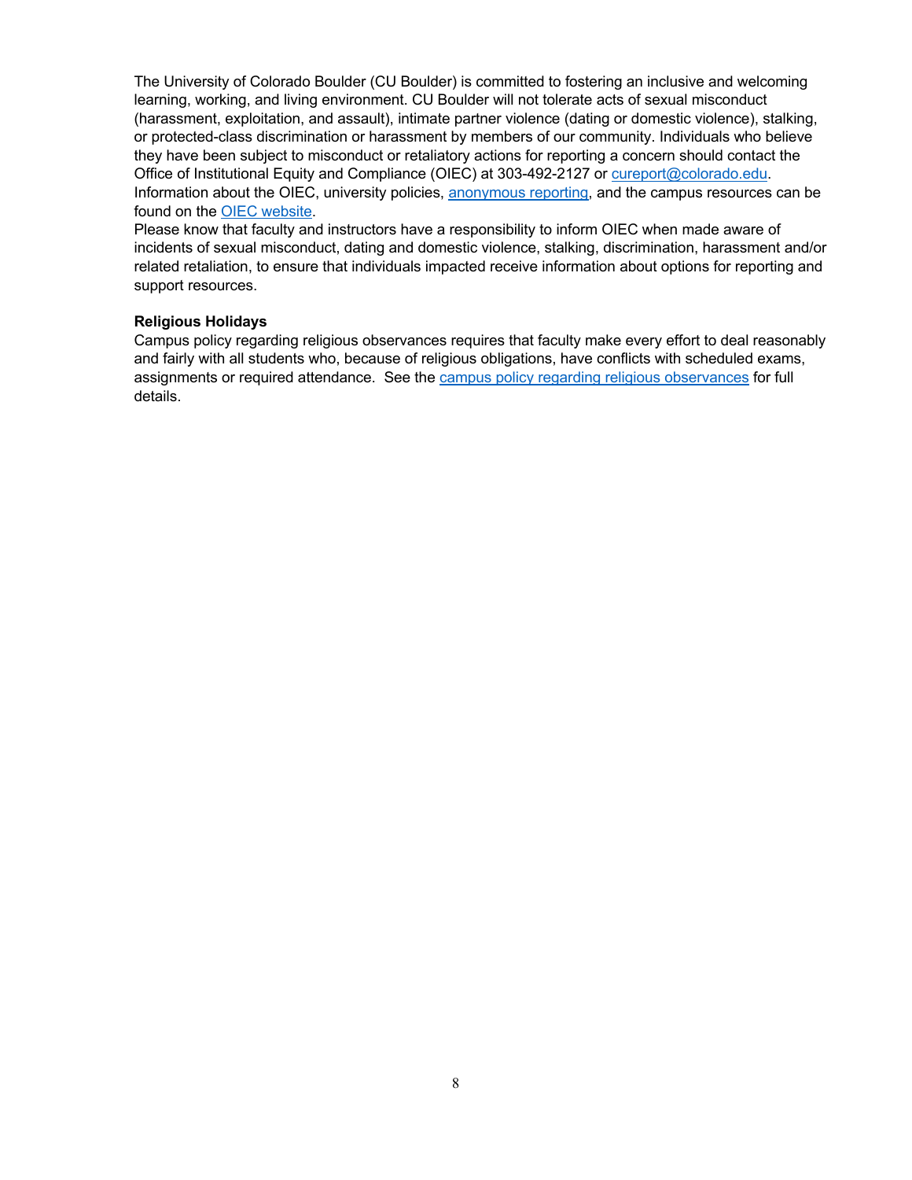The University of Colorado Boulder (CU Boulder) is committed to fostering an inclusive and welcoming learning, working, and living environment. CU Boulder will not tolerate acts of sexual misconduct (harassment, exploitation, and assault), intimate partner violence (dating or domestic violence), stalking, or protected-class discrimination or harassment by members of our community. Individuals who believe they have been subject to misconduct or retaliatory actions for reporting a concern should contact the Office of Institutional Equity and Compliance (OIEC) at 303-492-2127 or cureport@colorado.edu. Information about the OIEC, university policies, anonymous reporting, and the campus resources can be found on the OIEC website.
Please know that faculty and instructors have a responsibility to inform OIEC when made aware of incidents of sexual misconduct, dating and domestic violence, stalking, discrimination, harassment and/or related retaliation, to ensure that individuals impacted receive information about options for reporting and support resources.

**Religious Holidays**
Campus policy regarding religious observances requires that faculty make every effort to deal reasonably and fairly with all students who, because of religious obligations, have conflicts with scheduled exams, assignments or required attendance. See the campus policy regarding religious observances for full details.